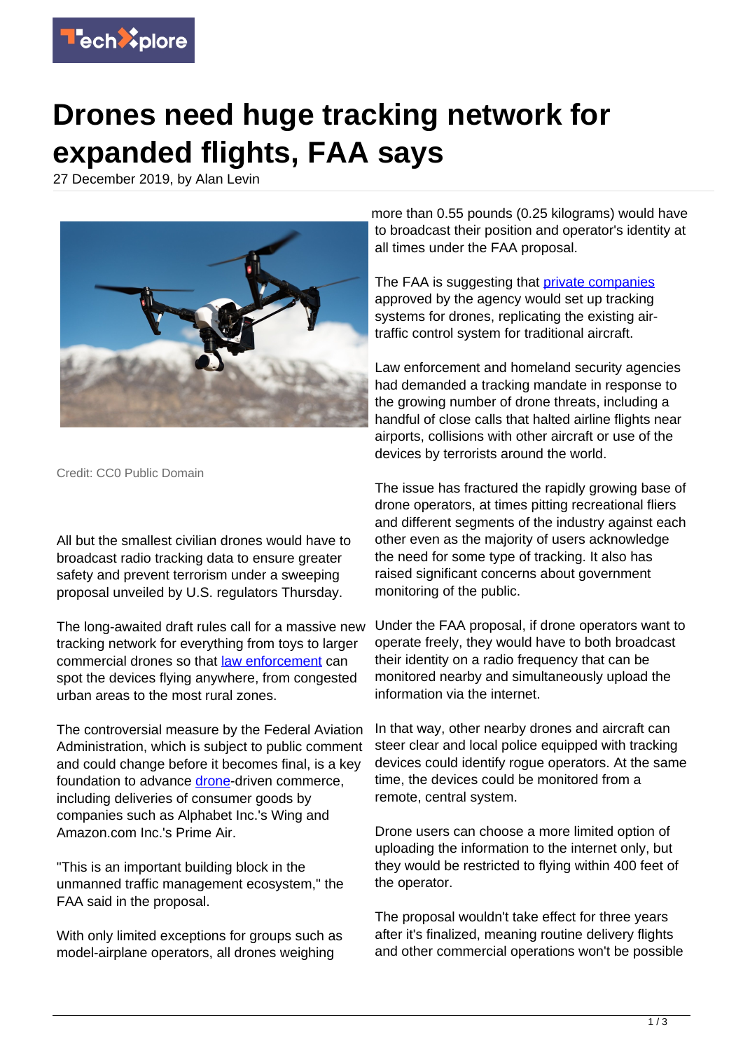# Drones need huge tracking network for expanded flights, FAA says

27 December 2019, by Alan Levin

Credit: CC0 Public Domain

All but the smallest civilian drones would have to broadcast radio tracking data to ensure greater safety and prevent terrorism under a sweeping proposal unveiled by U.S. regulators Thursday.

The long-awaited draft rules call for a massive new tracking network for everything from toys to larger commercial drones so that law enforcement can spot the devices flying anywhere, from congested urban areas to the most rural zones.

The controversial measure by the Federal Aviation Administration, which is subject to public comment and could change before it becomes final, is a key foundation to advance drone-driven commerce, including deliveries of consumer goods by companies such as Alphabet Inc.'s Wing and Amazon.com Inc.'s Prime Air.

"This is an important building block in the unmanned traffic management ecosystem," the FAA said in the proposal.

With only limited exceptions for groups such as model-airplane operators, all drones weighing more than 0.55 pounds (0.25 kilograms) would have to broadcast their position and operator's identity at all times under the FAA proposal.

The FAA is suggesting that private companies approved by the agency would set up tracking systems for drones, replicating the existing air-traffic control system for traditional aircraft.

Law enforcement and homeland security agencies had demanded a tracking mandate in response to the growing number of drone threats, including a handful of close calls that halted airline flights near airports, collisions with other aircraft or use of the devices by terrorists around the world.

The issue has fractured the rapidly growing base of drone operators, at times pitting recreational fliers and different segments of the industry against each other even as the majority of users acknowledge the need for some type of tracking. It also has raised significant concerns about government monitoring of the public.

Under the FAA proposal, if drone operators want to operate freely, they would have to both broadcast their identity on a radio frequency that can be monitored nearby and simultaneously upload the information via the internet.

In that way, other nearby drones and aircraft can steer clear and local police equipped with tracking devices could identify rogue operators. At the same time, the devices could be monitored from a remote, central system.

Drone users can choose a more limited option of uploading the information to the internet only, but they would be restricted to flying within 400 feet of the operator.

The proposal wouldn't take effect for three years after it's finalized, meaning routine delivery flights and other commercial operations won't be possible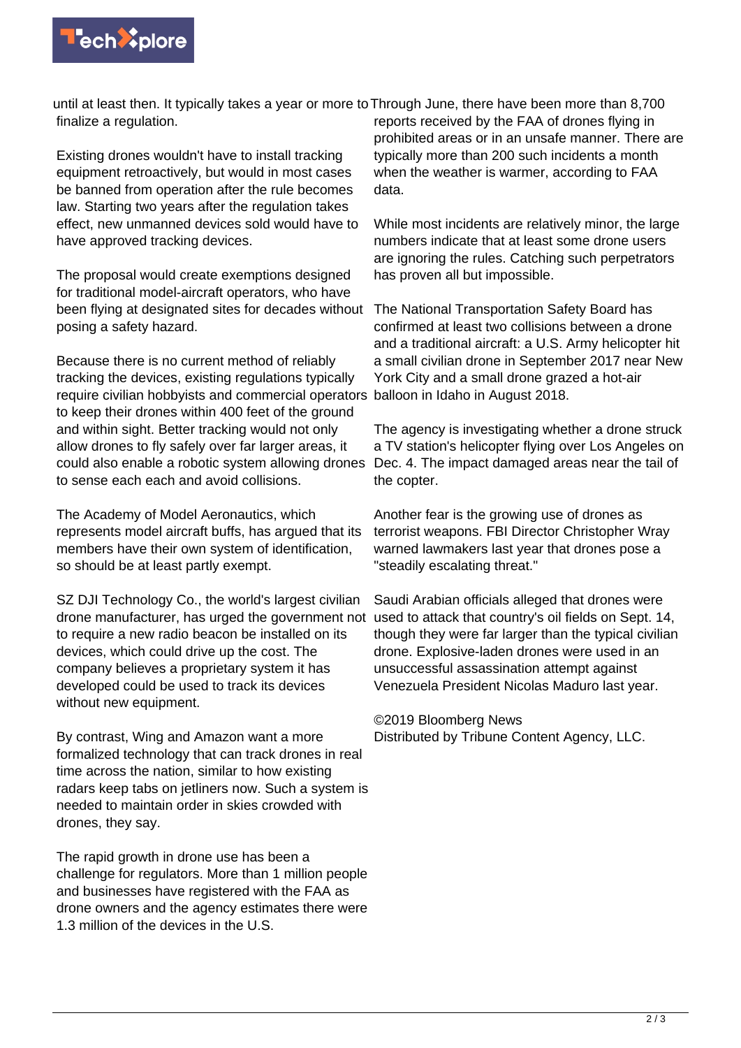until at least then. It typically takes a year or more to finalize a regulation.

Existing drones wouldn't have to install tracking equipment retroactively, but would in most cases be banned from operation after the rule becomes law. Starting two years after the regulation takes effect, new unmanned devices sold would have to have approved tracking devices.

The proposal would create exemptions designed for traditional model-aircraft operators, who have been flying at designated sites for decades without posing a safety hazard.

Because there is no current method of reliably tracking the devices, existing regulations typically require civilian hobbyists and commercial operators to keep their drones within 400 feet of the ground and within sight. Better tracking would not only allow drones to fly safely over far larger areas, it could also enable a robotic system allowing drones to sense each each and avoid collisions.

The Academy of Model Aeronautics, which represents model aircraft buffs, has argued that its members have their own system of identification, so should be at least partly exempt.

SZ DJI Technology Co., the world's largest civilian drone manufacturer, has urged the government not to require a new radio beacon be installed on its devices, which could drive up the cost. The company believes a proprietary system it has developed could be used to track its devices without new equipment.

By contrast, Wing and Amazon want a more formalized technology that can track drones in real time across the nation, similar to how existing radars keep tabs on jetliners now. Such a system is needed to maintain order in skies crowded with drones, they say.

The rapid growth in drone use has been a challenge for regulators. More than 1 million people and businesses have registered with the FAA as drone owners and the agency estimates there were 1.3 million of the devices in the U.S.

Through June, there have been more than 8,700 reports received by the FAA of drones flying in prohibited areas or in an unsafe manner. There are typically more than 200 such incidents a month when the weather is warmer, according to FAA data.

While most incidents are relatively minor, the large numbers indicate that at least some drone users are ignoring the rules. Catching such perpetrators has proven all but impossible.

The National Transportation Safety Board has confirmed at least two collisions between a drone and a traditional aircraft: a U.S. Army helicopter hit a small civilian drone in September 2017 near New York City and a small drone grazed a hot-air balloon in Idaho in August 2018.

The agency is investigating whether a drone struck a TV station's helicopter flying over Los Angeles on Dec. 4. The impact damaged areas near the tail of the copter.

Another fear is the growing use of drones as terrorist weapons. FBI Director Christopher Wray warned lawmakers last year that drones pose a "steadily escalating threat."

Saudi Arabian officials alleged that drones were used to attack that country's oil fields on Sept. 14, though they were far larger than the typical civilian drone. Explosive-laden drones were used in an unsuccessful assassination attempt against Venezuela President Nicolas Maduro last year.

©2019 Bloomberg News
Distributed by Tribune Content Agency, LLC.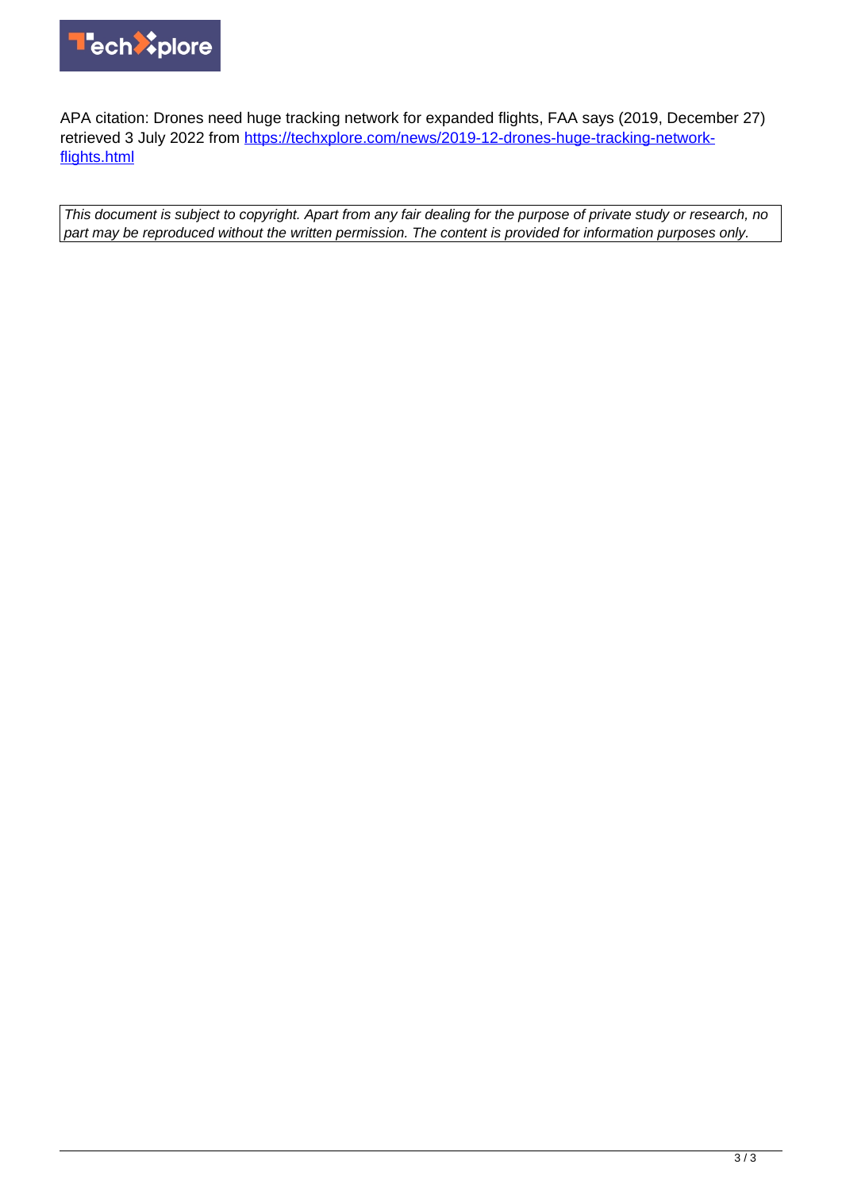APA citation: Drones need huge tracking network for expanded flights, FAA says (2019, December 27) retrieved 3 July 2022 from https://techxplore.com/news/2019-12-drones-huge-tracking-network-flights.html

*This document is subject to copyright. Apart from any fair dealing for the purpose of private study or research, no part may be reproduced without the written permission. The content is provided for information purposes only.*